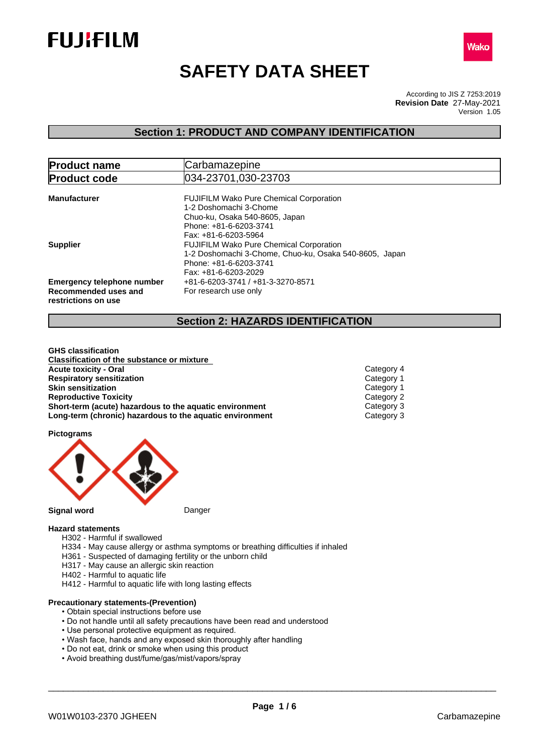# SAFETY DATA SHEET

According to JIS Z 7253:2019
**Revision Date** 27-May-2021
Version 1.05

## Section 1: PRODUCT AND COMPANY IDENTIFICATION

| **Product name** | Carbamazepine |
|---|---|
| **Product code** | 034-23701,030-23703 |

**Manufacturer**
FUJIFILM Wako Pure Chemical Corporation
1-2 Doshomachi 3-Chome
Chuo-ku, Osaka 540-8605, Japan
Phone: +81-6-6203-3741
Fax: +81-6-6203-5964

**Supplier**
FUJIFILM Wako Pure Chemical Corporation
1-2 Doshomachi 3-Chome, Chuo-ku, Osaka 540-8605, Japan
Phone: +81-6-6203-3741
Fax: +81-6-6203-2029

**Emergency telephone number** +81-6-6203-3741 / +81-3-3270-8571

**Recommended uses and restrictions on use** For research use only

## Section 2: HAZARDS IDENTIFICATION

**GHS classification**

**Classification of the substance or mixture**

| | |
|---|---|
| **Acute toxicity - Oral** | Category 4 |
| **Respiratory sensitization** | Category 1 |
| **Skin sensitization** | Category 1 |
| **Reproductive Toxicity** | Category 2 |
| **Short-term (acute) hazardous to the aquatic environment** | Category 3 |
| **Long-term (chronic) hazardous to the aquatic environment** | Category 3 |

**Pictograms**

**Signal word** Danger

**Hazard statements**

H302 - Harmful if swallowed
H334 - May cause allergy or asthma symptoms or breathing difficulties if inhaled
H361 - Suspected of damaging fertility or the unborn child
H317 - May cause an allergic skin reaction
H402 - Harmful to aquatic life
H412 - Harmful to aquatic life with long lasting effects

**Precautionary statements-(Prevention)**

- Obtain special instructions before use
- Do not handle until all safety precautions have been read and understood
- Use personal protective equipment as required.
- Wash face, hands and any exposed skin thoroughly after handling
- Do not eat, drink or smoke when using this product
- Avoid breathing dust/fume/gas/mist/vapors/spray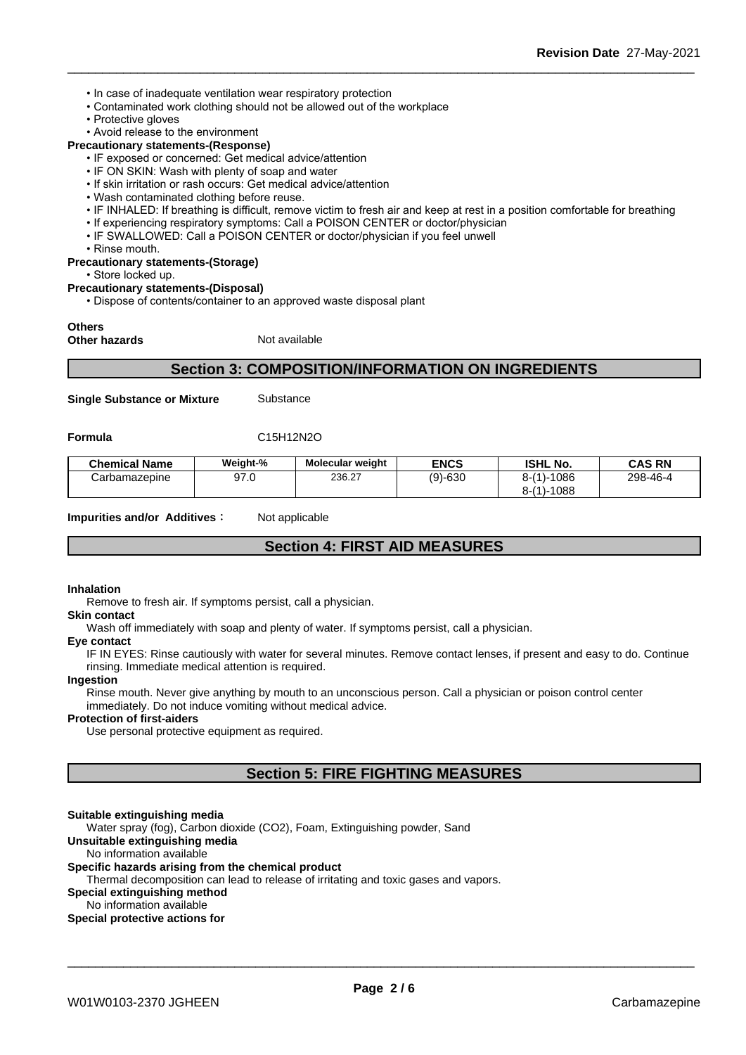- In case of inadequate ventilation wear respiratory protection
- Contaminated work clothing should not be allowed out of the workplace
- Protective gloves
- Avoid release to the environment

**Precautionary statements-(Response)**

- IF exposed or concerned: Get medical advice/attention
- IF ON SKIN: Wash with plenty of soap and water
- If skin irritation or rash occurs: Get medical advice/attention
- Wash contaminated clothing before reuse.
- IF INHALED: If breathing is difficult, remove victim to fresh air and keep at rest in a position comfortable for breathing
- If experiencing respiratory symptoms: Call a POISON CENTER or doctor/physician
- IF SWALLOWED: Call a POISON CENTER or doctor/physician if you feel unwell
- Rinse mouth.

**Precautionary statements-(Storage)**

- Store locked up.

**Precautionary statements-(Disposal)**

- Dispose of contents/container to an approved waste disposal plant

**Others**

**Other hazards** Not available

## Section 3: COMPOSITION/INFORMATION ON INGREDIENTS

**Single Substance or Mixture** Substance

**Formula** $C_{15}H_{12}N_2O$

| Chemical Name | Weight-% | Molecular weight | ENCS | ISHL No. | CAS RN |
|---|---|---|---|---|---|
| Carbamazepine | 97.0 | 236.27 | (9)-630 | 8-(1)-1086<br>8-(1)-1088 | 298-46-4 |

**Impurities and/or Additives**： Not applicable

## Section 4: FIRST AID MEASURES

**Inhalation**

Remove to fresh air. If symptoms persist, call a physician.

**Skin contact**

Wash off immediately with soap and plenty of water. If symptoms persist, call a physician.

**Eye contact**

IF IN EYES: Rinse cautiously with water for several minutes. Remove contact lenses, if present and easy to do. Continue rinsing. Immediate medical attention is required.

**Ingestion**

Rinse mouth. Never give anything by mouth to an unconscious person. Call a physician or poison control center immediately. Do not induce vomiting without medical advice.

**Protection of first-aiders**

Use personal protective equipment as required.

## Section 5: FIRE FIGHTING MEASURES

**Suitable extinguishing media**

Water spray (fog), Carbon dioxide (CO2), Foam, Extinguishing powder, Sand

**Unsuitable extinguishing media**

No information available

**Specific hazards arising from the chemical product**

Thermal decomposition can lead to release of irritating and toxic gases and vapors.

**Special extinguishing method**

No information available

**Special protective actions for**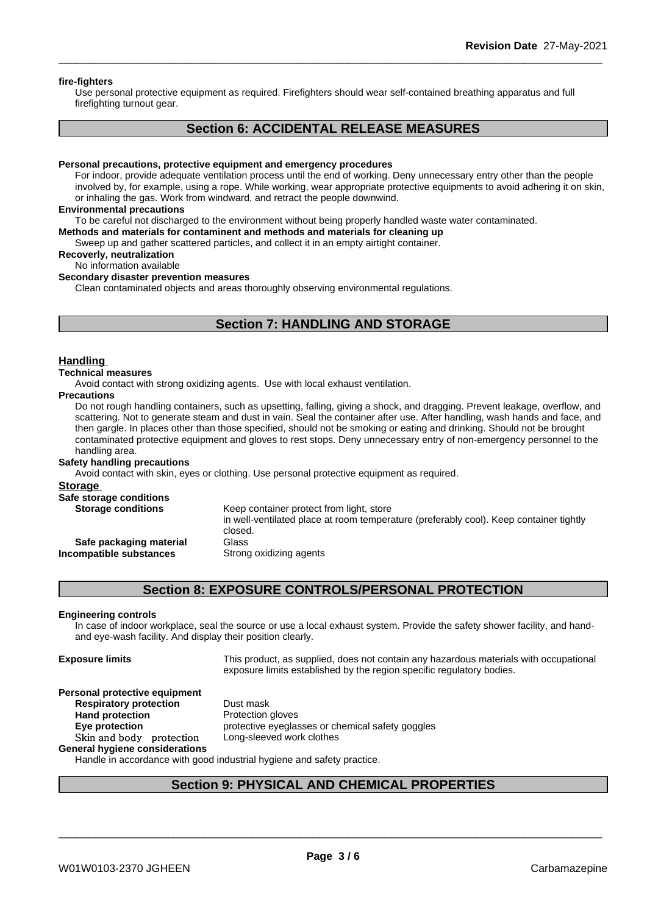**fire-fighters**

Use personal protective equipment as required. Firefighters should wear self-contained breathing apparatus and full firefighting turnout gear.

## Section 6: ACCIDENTAL RELEASE MEASURES

**Personal precautions, protective equipment and emergency procedures**

For indoor, provide adequate ventilation process until the end of working. Deny unnecessary entry other than the people involved by, for example, using a rope. While working, wear appropriate protective equipments to avoid adhering it on skin, or inhaling the gas. Work from windward, and retract the people downwind.

**Environmental precautions**

To be careful not discharged to the environment without being properly handled waste water contaminated.

**Methods and materials for contaminent and methods and materials for cleaning up**

Sweep up and gather scattered particles, and collect it in an empty airtight container.

**Recoverly, neutralization**

No information available

**Secondary disaster prevention measures**

Clean contaminated objects and areas thoroughly observing environmental regulations.

## Section 7: HANDLING AND STORAGE

### Handling

**Technical measures**

Avoid contact with strong oxidizing agents. Use with local exhaust ventilation.

**Precautions**

Do not rough handling containers, such as upsetting, falling, giving a shock, and dragging. Prevent leakage, overflow, and scattering. Not to generate steam and dust in vain. Seal the container after use. After handling, wash hands and face, and then gargle. In places other than those specified, should not be smoking or eating and drinking. Should not be brought contaminated protective equipment and gloves to rest stops. Deny unnecessary entry of non-emergency personnel to the handling area.

**Safety handling precautions**

Avoid contact with skin, eyes or clothing. Use personal protective equipment as required.

### Storage

**Safe storage conditions**

**Storage conditions** — Keep container protect from light, store in well-ventilated place at room temperature (preferably cool). Keep container tightly closed.

**Safe packaging material** — Glass

**Incompatible substances** — Strong oxidizing agents

## Section 8: EXPOSURE CONTROLS/PERSONAL PROTECTION

**Engineering controls**

In case of indoor workplace, seal the source or use a local exhaust system. Provide the safety shower facility, and hand- and eye-wash facility. And display their position clearly.

**Exposure limits** — This product, as supplied, does not contain any hazardous materials with occupational exposure limits established by the region specific regulatory bodies.

**Personal protective equipment**

**Respiratory protection** — Dust mask

**Hand protection** — Protection gloves

**Eye protection** — protective eyeglasses or chemical safety goggles

**Skin and body protection** — Long-sleeved work clothes

**General hygiene considerations**

Handle in accordance with good industrial hygiene and safety practice.

## Section 9: PHYSICAL AND CHEMICAL PROPERTIES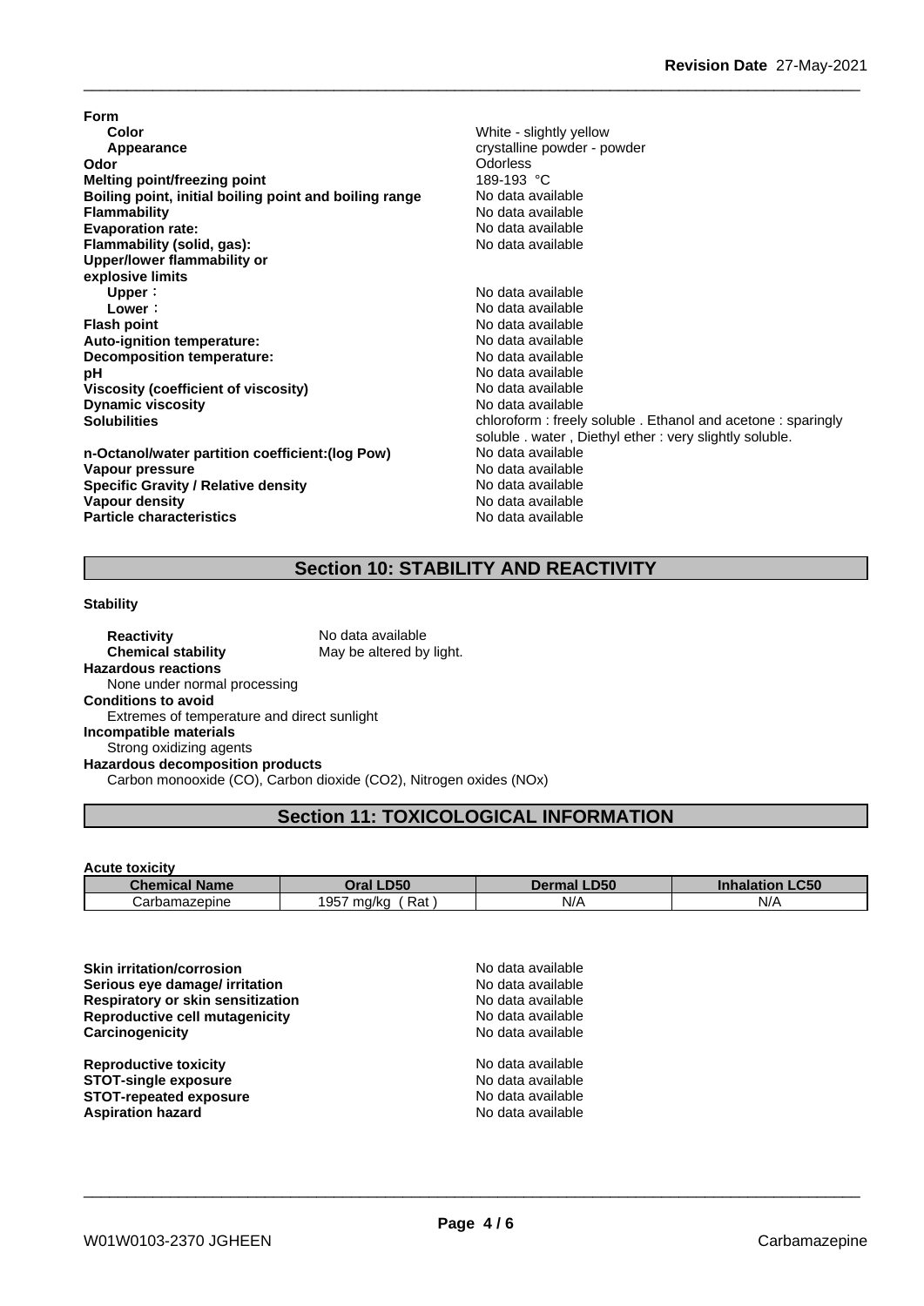**Form**

| | |
|---|---|
| **Color** | White - slightly yellow |
| **Appearance** | crystalline powder - powder |
| **Odor** | Odorless |
| **Melting point/freezing point** | 189-193 °C |
| **Boiling point, initial boiling point and boiling range** | No data available |
| **Flammability** | No data available |
| **Evaporation rate:** | No data available |
| **Flammability (solid, gas):** | No data available |
| **Upper/lower flammability or explosive limits** | |
| **Upper**： | No data available |
| **Lower**： | No data available |
| **Flash point** | No data available |
| **Auto-ignition temperature:** | No data available |
| **Decomposition temperature:** | No data available |
| **pH** | No data available |
| **Viscosity (coefficient of viscosity)** | No data available |
| **Dynamic viscosity** | No data available |
| **Solubilities** | chloroform : freely soluble . Ethanol and acetone : sparingly soluble . water , Diethyl ether : very slightly soluble. |
| **n-Octanol/water partition coefficient:(log Pow)** | No data available |
| **Vapour pressure** | No data available |
| **Specific Gravity / Relative density** | No data available |
| **Vapour density** | No data available |
| **Particle characteristics** | No data available |

## Section 10: STABILITY AND REACTIVITY

**Stability**

**Reactivity** No data available
**Chemical stability** May be altered by light.

**Hazardous reactions**
None under normal processing

**Conditions to avoid**
Extremes of temperature and direct sunlight

**Incompatible materials**
Strong oxidizing agents

**Hazardous decomposition products**
Carbon monooxide (CO), Carbon dioxide ($CO_2$), Nitrogen oxides (NOx)

## Section 11: TOXICOLOGICAL INFORMATION

**Acute toxicity**

| Chemical Name | Oral LD50 | Dermal LD50 | Inhalation LC50 |
|---|---|---|---|
| Carbamazepine | 1957 mg/kg ( Rat ) | N/A | N/A |

| | |
|---|---|
| **Skin irritation/corrosion** | No data available |
| **Serious eye damage/ irritation** | No data available |
| **Respiratory or skin sensitization** | No data available |
| **Reproductive cell mutagenicity** | No data available |
| **Carcinogenicity** | No data available |
| **Reproductive toxicity** | No data available |
| **STOT-single exposure** | No data available |
| **STOT-repeated exposure** | No data available |
| **Aspiration hazard** | No data available |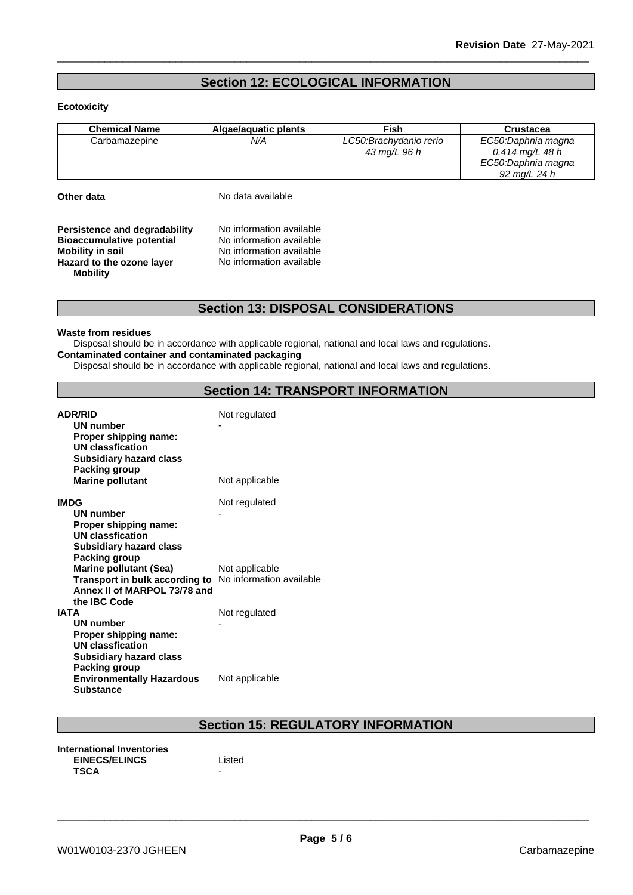## Section 12: ECOLOGICAL INFORMATION

**Ecotoxicity**

| Chemical Name | Algae/aquatic plants | Fish | Crustacea |
|---|---|---|---|
| Carbamazepine | *N/A* | *LC50:Brachydanio rerio 43 mg/L 96 h* | *EC50:Daphnia magna 0.414 mg/L 48 h EC50:Daphnia magna 92 mg/L 24 h* |

**Other data** No data available

**Persistence and degradability** No information available
**Bioaccumulative potential** No information available
**Mobility in soil** No information available
**Hazard to the ozone layer** No information available
**Mobility**

## Section 13: DISPOSAL CONSIDERATIONS

**Waste from residues**
Disposal should be in accordance with applicable regional, national and local laws and regulations.
**Contaminated container and contaminated packaging**
Disposal should be in accordance with applicable regional, national and local laws and regulations.

## Section 14: TRANSPORT INFORMATION

**ADR/RID** Not regulated
**UN number** -
**Proper shipping name:**
**UN classfication**
**Subsidiary hazard class**
**Packing group**
**Marine pollutant** Not applicable

**IMDG** Not regulated
**UN number** -
**Proper shipping name:**
**UN classfication**
**Subsidiary hazard class**
**Packing group**
**Marine pollutant (Sea)** Not applicable
**Transport in bulk according to Annex II of MARPOL 73/78 and the IBC Code** No information available

**IATA** Not regulated
**UN number** -
**Proper shipping name:**
**UN classfication**
**Subsidiary hazard class**
**Packing group**
**Environmentally Hazardous Substance** Not applicable

## Section 15: REGULATORY INFORMATION

**International Inventories**
**EINECS/ELINCS** Listed
**TSCA** -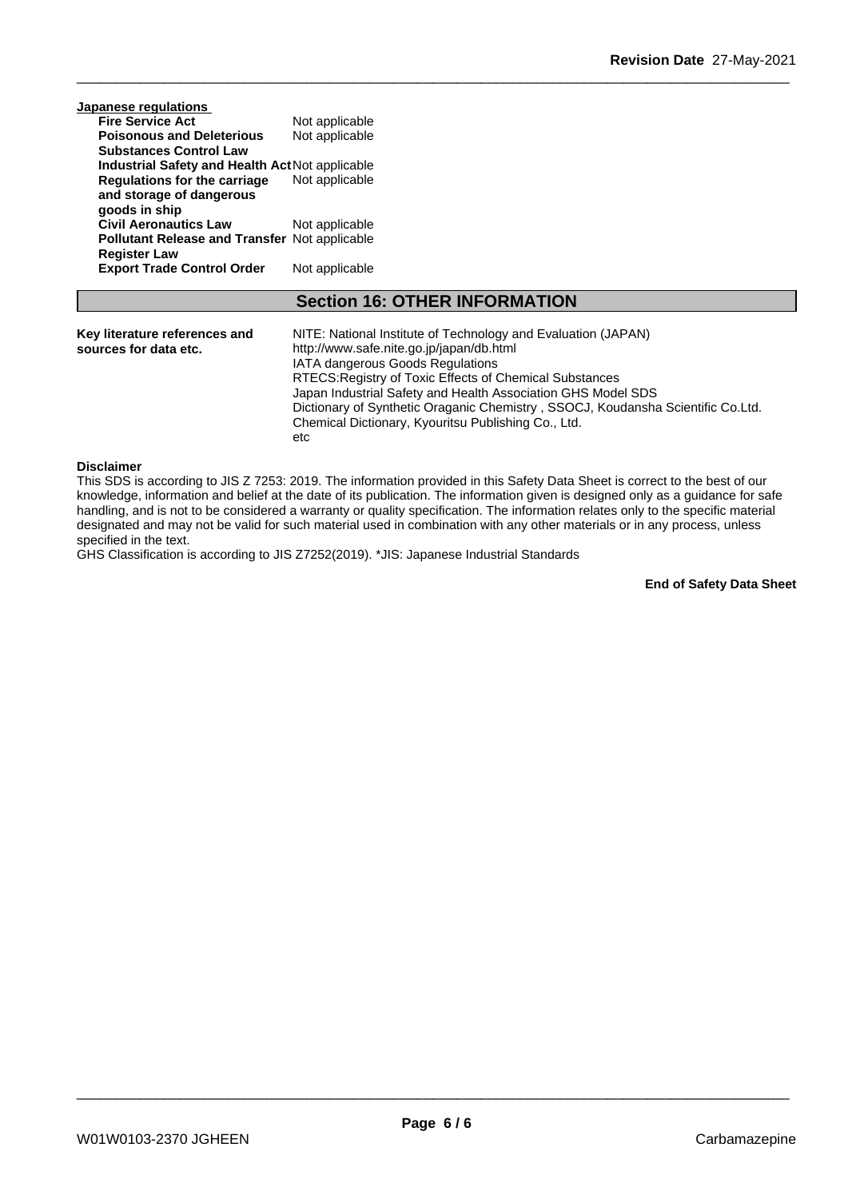**Japanese regulations**

| | |
|---|---|
| **Fire Service Act** | Not applicable |
| **Poisonous and Deleterious Substances Control Law** | Not applicable |
| **Industrial Safety and Health Act** | Not applicable |
| **Regulations for the carriage and storage of dangerous goods in ship** | Not applicable |
| **Civil Aeronautics Law** | Not applicable |
| **Pollutant Release and Transfer Register Law** | Not applicable |
| **Export Trade Control Order** | Not applicable |

## Section 16: OTHER INFORMATION

**Key literature references and sources for data etc.**

NITE: National Institute of Technology and Evaluation (JAPAN)
http://www.safe.nite.go.jp/japan/db.html
IATA dangerous Goods Regulations
RTECS:Registry of Toxic Effects of Chemical Substances
Japan Industrial Safety and Health Association GHS Model SDS
Dictionary of Synthetic Oraganic Chemistry , SSOCJ, Koudansha Scientific Co.Ltd.
Chemical Dictionary, Kyouritsu Publishing Co., Ltd.
etc

**Disclaimer**

This SDS is according to JIS Z 7253: 2019. The information provided in this Safety Data Sheet is correct to the best of our knowledge, information and belief at the date of its publication. The information given is designed only as a guidance for safe handling, and is not to be considered a warranty or quality specification. The information relates only to the specific material designated and may not be valid for such material used in combination with any other materials or in any process, unless specified in the text.
GHS Classification is according to JIS Z7252(2019). *JIS: Japanese Industrial Standards

**End of Safety Data Sheet**